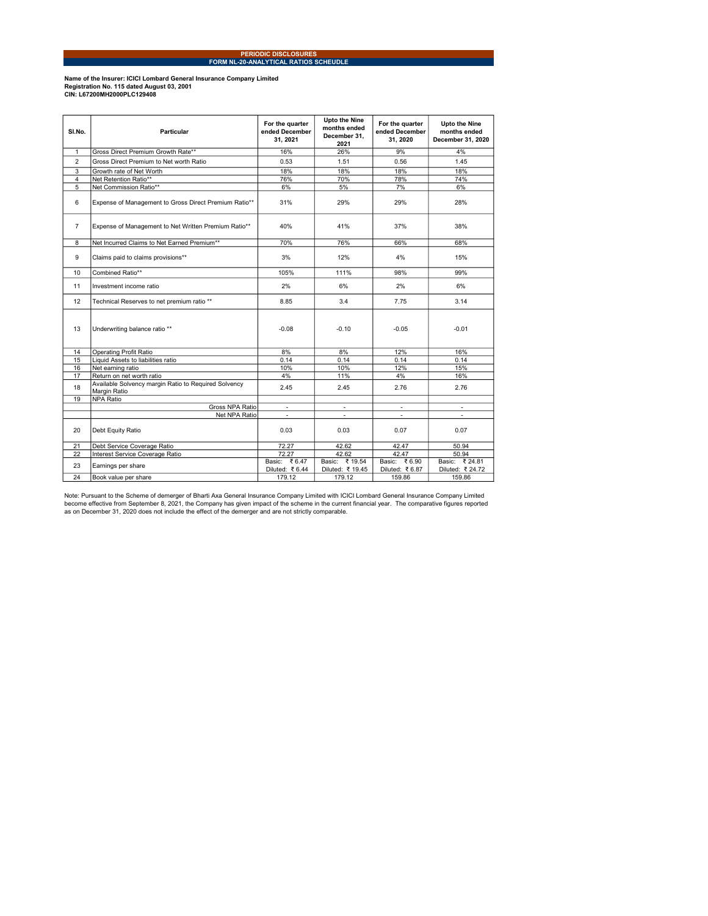# PERIODIC DISCLOSURES

## FORM NL-20-ANALYTICAL RATIOS SCHEUDLE

**Name of the Insurer: ICICI Lombard General Insurance Company Limited**
**Registration No. 115 dated August 03, 2001**
**CIN: L67200MH2000PLC129408**

| Sl.No. | Particular | For the quarter ended December 31, 2021 | Upto the Nine months ended December 31, 2021 | For the quarter ended December 31, 2020 | Upto the Nine months ended December 31, 2020 |
|---|---|---|---|---|---|
| 1 | Gross Direct Premium Growth Rate** | 16% | 26% | 9% | 4% |
| 2 | Gross Direct Premium to Net worth Ratio | 0.53 | 1.51 | 0.56 | 1.45 |
| 3 | Growth rate of Net Worth | 18% | 18% | 18% | 18% |
| 4 | Net Retention Ratio** | 76% | 70% | 78% | 74% |
| 5 | Net Commission Ratio** | 6% | 5% | 7% | 6% |
| 6 | Expense of Management to Gross Direct Premium Ratio** | 31% | 29% | 29% | 28% |
| 7 | Expense of Management to Net Written Premium Ratio** | 40% | 41% | 37% | 38% |
| 8 | Net Incurred Claims to Net Earned Premium** | 70% | 76% | 66% | 68% |
| 9 | Claims paid to claims provisions** | 3% | 12% | 4% | 15% |
| 10 | Combined Ratio** | 105% | 111% | 98% | 99% |
| 11 | Investment income ratio | 2% | 6% | 2% | 6% |
| 12 | Technical Reserves to net premium ratio ** | 8.85 | 3.4 | 7.75 | 3.14 |
| 13 | Underwriting balance ratio ** | -0.08 | -0.10 | -0.05 | -0.01 |
| 14 | Operating Profit Ratio | 8% | 8% | 12% | 16% |
| 15 | Liquid Assets to liabilities ratio | 0.14 | 0.14 | 0.14 | 0.14 |
| 16 | Net earning ratio | 10% | 10% | 12% | 15% |
| 17 | Return on net worth ratio | 4% | 11% | 4% | 16% |
| 18 | Available Solvency margin Ratio to Required Solvency Margin Ratio | 2.45 | 2.45 | 2.76 | 2.76 |
| 19 | NPA Ratio | | | | |
| | Gross NPA Ratio | - | - | - | - |
| | Net NPA Ratio | - | - | - | - |
| 20 | Debt Equity Ratio | 0.03 | 0.03 | 0.07 | 0.07 |
| 21 | Debt Service Coverage Ratio | 72.27 | 42.62 | 42.47 | 50.94 |
| 22 | Interest Service Coverage Ratio | 72.27 | 42.62 | 42.47 | 50.94 |
| 23 | Earnings per share | Basic: ₹ 6.47<br>Diluted: ₹ 6.44 | Basic: ₹ 19.54<br>Diluted: ₹ 19.45 | Basic: ₹ 6.90<br>Diluted: ₹ 6.87 | Basic: ₹ 24.81<br>Diluted: ₹ 24.72 |
| 24 | Book value per share | 179.12 | 179.12 | 159.86 | 159.86 |

Note: Pursuant to the Scheme of demerger of Bharti Axa General Insurance Company Limited with ICICI Lombard General Insurance Company Limited become effective from September 8, 2021, the Company has given impact of the scheme in the current financial year. The comparative figures reported as on December 31, 2020 does not include the effect of the demerger and are not strictly comparable.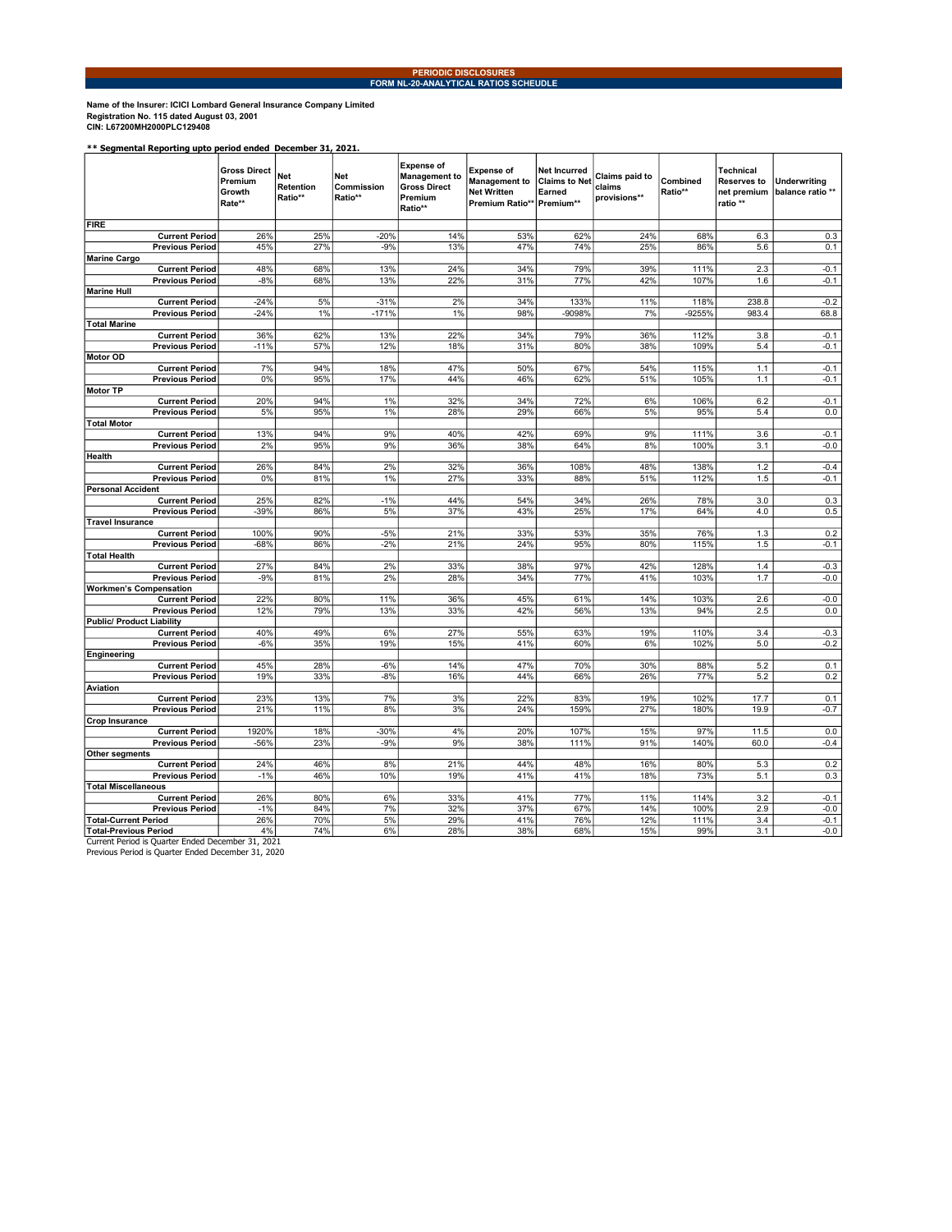**PERIODIC DISCLOSURES**

**FORM NL-20-ANALYTICAL RATIOS SCHEUDLE**

**Name of the Insurer: ICICI Lombard General Insurance Company Limited**
**Registration No. 115 dated August 03, 2001**
**CIN: L67200MH2000PLC129408**

**\*\* Segmental Reporting upto period ended December 31, 2021.**

| | Gross Direct Premium Growth Rate** | Net Retention Ratio** | Net Commission Ratio** | Expense of Management to Gross Direct Premium Ratio** | Expense of Management to Net Written Premium Ratio** | Net Incurred Claims to Net Earned Premium** | Claims paid to claims provisions** | Combined Ratio** | Technical Reserves to net premium ratio ** | Underwriting balance ratio ** |
|---|---|---|---|---|---|---|---|---|---|---|
| **FIRE** | | | | | | | | | | |
| Current Period | 26% | 25% | -20% | 14% | 53% | 62% | 24% | 68% | 6.3 | 0.3 |
| Previous Period | 45% | 27% | -9% | 13% | 47% | 74% | 25% | 86% | 5.6 | 0.1 |
| **Marine Cargo** | | | | | | | | | | |
| Current Period | 48% | 68% | 13% | 24% | 34% | 79% | 39% | 111% | 2.3 | -0.1 |
| Previous Period | -8% | 68% | 13% | 22% | 31% | 77% | 42% | 107% | 1.6 | -0.1 |
| **Marine Hull** | | | | | | | | | | |
| Current Period | -24% | 5% | -31% | 2% | 34% | 133% | 11% | 118% | 238.8 | -0.2 |
| Previous Period | -24% | 1% | -171% | 1% | 98% | -9098% | 7% | -9255% | 983.4 | 68.8 |
| **Total Marine** | | | | | | | | | | |
| Current Period | 36% | 62% | 13% | 22% | 34% | 79% | 36% | 112% | 3.8 | -0.1 |
| Previous Period | -11% | 57% | 12% | 18% | 31% | 80% | 38% | 109% | 5.4 | -0.1 |
| **Motor OD** | | | | | | | | | | |
| Current Period | 7% | 94% | 18% | 47% | 50% | 67% | 54% | 115% | 1.1 | -0.1 |
| Previous Period | 0% | 95% | 17% | 44% | 46% | 62% | 51% | 105% | 1.1 | -0.1 |
| **Motor TP** | | | | | | | | | | |
| Current Period | 20% | 94% | 1% | 32% | 34% | 72% | 6% | 106% | 6.2 | -0.1 |
| Previous Period | 5% | 95% | 1% | 28% | 29% | 66% | 5% | 95% | 5.4 | 0.0 |
| **Total Motor** | | | | | | | | | | |
| Current Period | 13% | 94% | 9% | 40% | 42% | 69% | 9% | 111% | 3.6 | -0.1 |
| Previous Period | 2% | 95% | 9% | 36% | 38% | 64% | 8% | 100% | 3.1 | -0.0 |
| **Health** | | | | | | | | | | |
| Current Period | 26% | 84% | 2% | 32% | 36% | 108% | 48% | 138% | 1.2 | -0.4 |
| Previous Period | 0% | 81% | 1% | 27% | 33% | 88% | 51% | 112% | 1.5 | -0.1 |
| **Personal Accident** | | | | | | | | | | |
| Current Period | 25% | 82% | -1% | 44% | 54% | 34% | 26% | 78% | 3.0 | 0.3 |
| Previous Period | -39% | 86% | 5% | 37% | 43% | 25% | 17% | 64% | 4.0 | 0.5 |
| **Travel Insurance** | | | | | | | | | | |
| Current Period | 100% | 90% | -5% | 21% | 33% | 53% | 35% | 76% | 1.3 | 0.2 |
| Previous Period | -68% | 86% | -2% | 21% | 24% | 95% | 80% | 115% | 1.5 | -0.1 |
| **Total Health** | | | | | | | | | | |
| Current Period | 27% | 84% | 2% | 33% | 38% | 97% | 42% | 128% | 1.4 | -0.3 |
| Previous Period | -9% | 81% | 2% | 28% | 34% | 77% | 41% | 103% | 1.7 | -0.0 |
| **Workmen's Compensation** | | | | | | | | | | |
| Current Period | 22% | 80% | 11% | 36% | 45% | 61% | 14% | 103% | 2.6 | -0.0 |
| Previous Period | 12% | 79% | 13% | 33% | 42% | 56% | 13% | 94% | 2.5 | 0.0 |
| **Public/ Product Liability** | | | | | | | | | | |
| Current Period | 40% | 49% | 6% | 27% | 55% | 63% | 19% | 110% | 3.4 | -0.3 |
| Previous Period | -6% | 35% | 19% | 15% | 41% | 60% | 6% | 102% | 5.0 | -0.2 |
| **Engineering** | | | | | | | | | | |
| Current Period | 45% | 28% | -6% | 14% | 47% | 70% | 30% | 88% | 5.2 | 0.1 |
| Previous Period | 19% | 33% | -8% | 16% | 44% | 66% | 26% | 77% | 5.2 | 0.2 |
| **Aviation** | | | | | | | | | | |
| Current Period | 23% | 13% | 7% | 3% | 22% | 83% | 19% | 102% | 17.7 | 0.1 |
| Previous Period | 21% | 11% | 8% | 3% | 24% | 159% | 27% | 180% | 19.9 | -0.7 |
| **Crop Insurance** | | | | | | | | | | |
| Current Period | 1920% | 18% | -30% | 4% | 20% | 107% | 15% | 97% | 11.5 | 0.0 |
| Previous Period | -56% | 23% | -9% | 9% | 38% | 111% | 91% | 140% | 60.0 | -0.4 |
| **Other segments** | | | | | | | | | | |
| Current Period | 24% | 46% | 8% | 21% | 44% | 48% | 16% | 80% | 5.3 | 0.2 |
| Previous Period | -1% | 46% | 10% | 19% | 41% | 41% | 18% | 73% | 5.1 | 0.3 |
| **Total Miscellaneous** | | | | | | | | | | |
| Current Period | 26% | 80% | 6% | 33% | 41% | 77% | 11% | 114% | 3.2 | -0.1 |
| Previous Period | -1% | 84% | 7% | 32% | 37% | 67% | 14% | 100% | 2.9 | -0.0 |
| **Total-Current Period** | 26% | 70% | 5% | 29% | 41% | 76% | 12% | 111% | 3.4 | -0.1 |
| **Total-Previous Period** | 4% | 74% | 6% | 28% | 38% | 68% | 15% | 99% | 3.1 | -0.0 |

Current Period is Quarter Ended December 31, 2021
Previous Period is Quarter Ended December 31, 2020